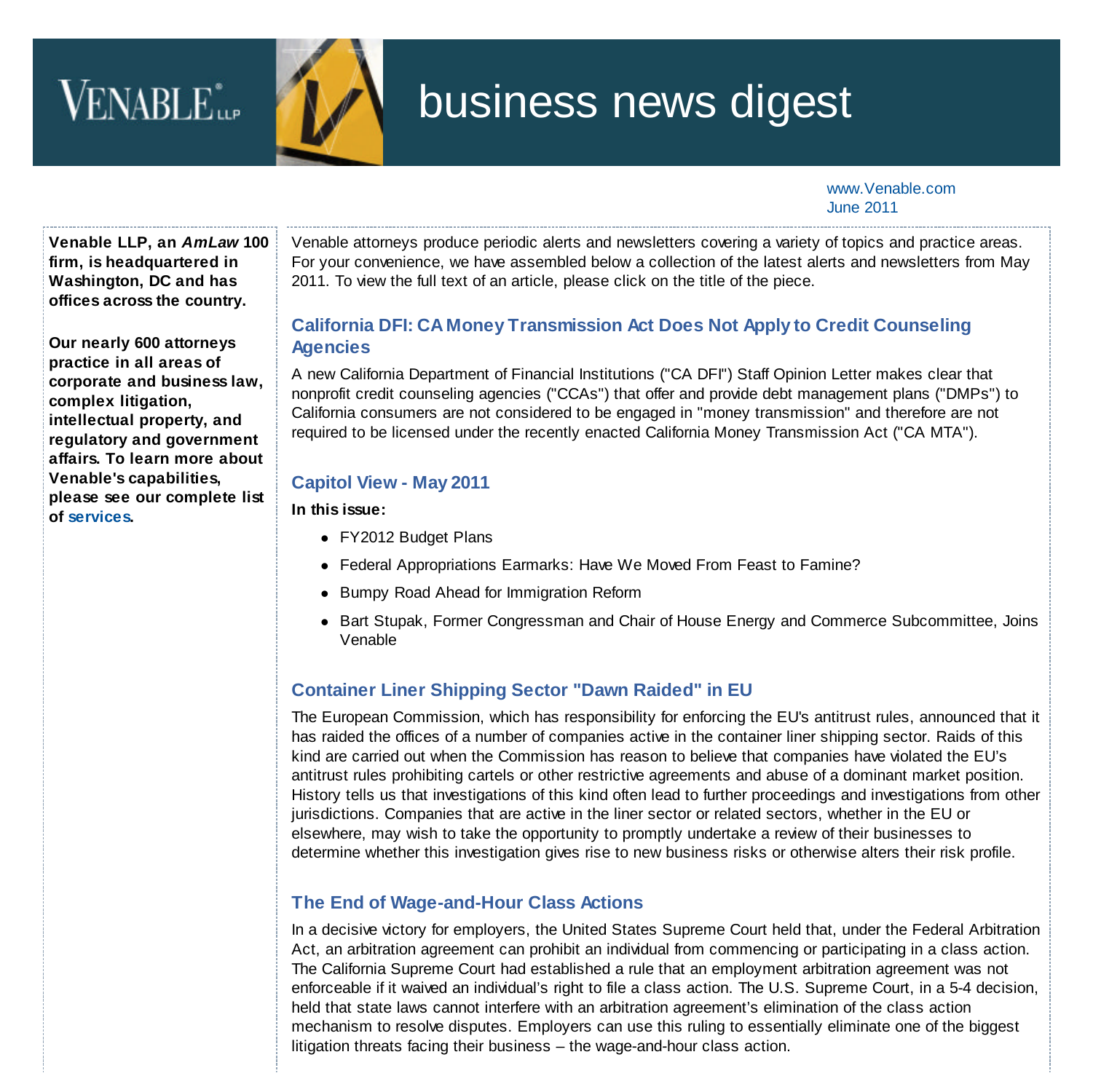# business news digest

www.Venable.com
June 2011

**Venable LLP, an *AmLaw* 100 firm, is headquartered in Washington, DC and has offices across the country.**

**Our nearly 600 attorneys practice in all areas of corporate and business law, complex litigation, intellectual property, and regulatory and government affairs. To learn more about Venable's capabilities, please see our complete list of services.**

Venable attorneys produce periodic alerts and newsletters covering a variety of topics and practice areas. For your convenience, we have assembled below a collection of the latest alerts and newsletters from May 2011. To view the full text of an article, please click on the title of the piece.

## California DFI: CA Money Transmission Act Does Not Apply to Credit Counseling Agencies

A new California Department of Financial Institutions ("CA DFI") Staff Opinion Letter makes clear that nonprofit credit counseling agencies ("CCAs") that offer and provide debt management plans ("DMPs") to California consumers are not considered to be engaged in "money transmission" and therefore are not required to be licensed under the recently enacted California Money Transmission Act ("CA MTA").

## Capitol View - May 2011

**In this issue:**

- FY2012 Budget Plans
- Federal Appropriations Earmarks: Have We Moved From Feast to Famine?
- Bumpy Road Ahead for Immigration Reform
- Bart Stupak, Former Congressman and Chair of House Energy and Commerce Subcommittee, Joins Venable

## Container Liner Shipping Sector "Dawn Raided" in EU

The European Commission, which has responsibility for enforcing the EU's antitrust rules, announced that it has raided the offices of a number of companies active in the container liner shipping sector. Raids of this kind are carried out when the Commission has reason to believe that companies have violated the EU's antitrust rules prohibiting cartels or other restrictive agreements and abuse of a dominant market position. History tells us that investigations of this kind often lead to further proceedings and investigations from other jurisdictions. Companies that are active in the liner sector or related sectors, whether in the EU or elsewhere, may wish to take the opportunity to promptly undertake a review of their businesses to determine whether this investigation gives rise to new business risks or otherwise alters their risk profile.

## The End of Wage-and-Hour Class Actions

In a decisive victory for employers, the United States Supreme Court held that, under the Federal Arbitration Act, an arbitration agreement can prohibit an individual from commencing or participating in a class action. The California Supreme Court had established a rule that an employment arbitration agreement was not enforceable if it waived an individual's right to file a class action. The U.S. Supreme Court, in a 5-4 decision, held that state laws cannot interfere with an arbitration agreement's elimination of the class action mechanism to resolve disputes. Employers can use this ruling to essentially eliminate one of the biggest litigation threats facing their business – the wage-and-hour class action.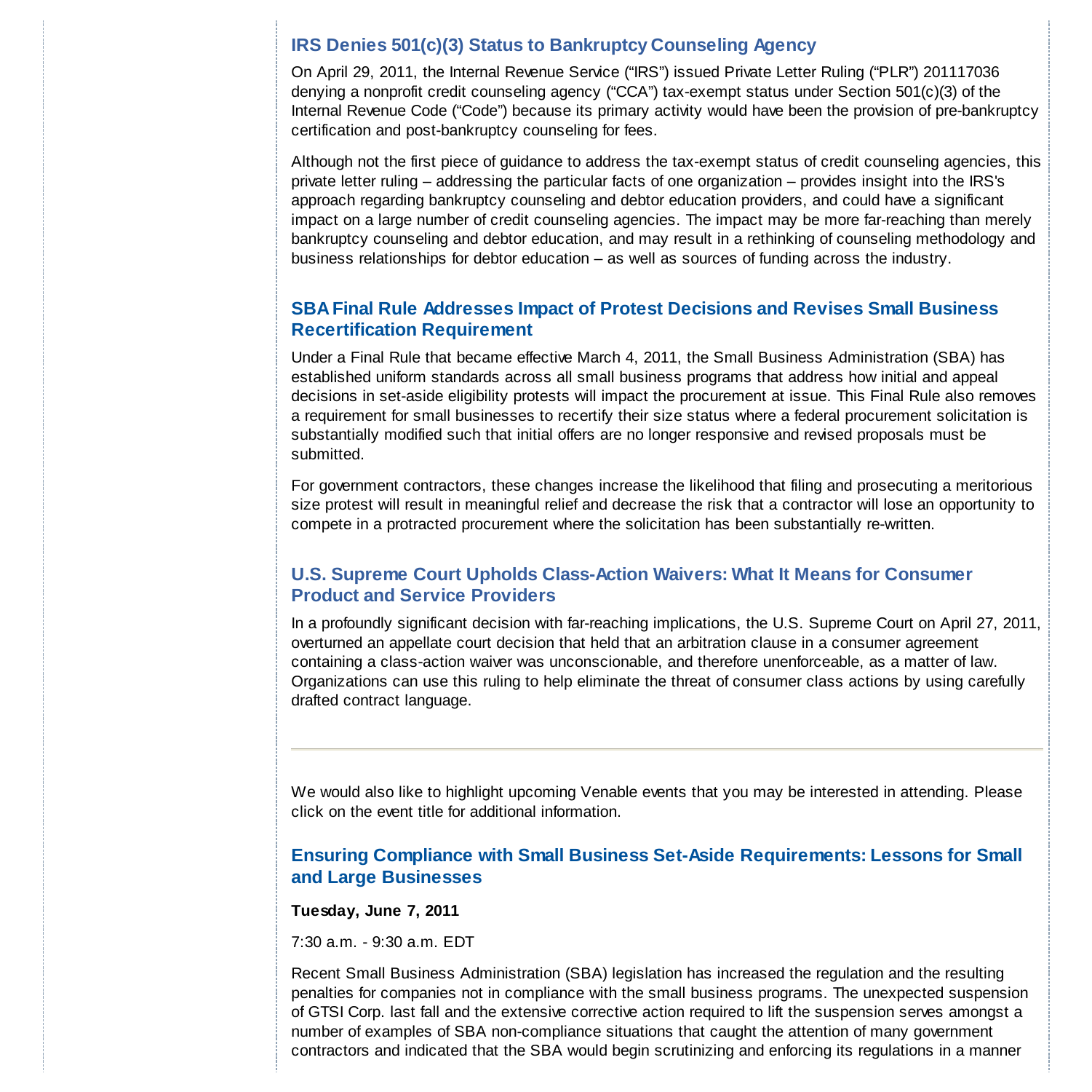## IRS Denies 501(c)(3) Status to Bankruptcy Counseling Agency

On April 29, 2011, the Internal Revenue Service ("IRS") issued Private Letter Ruling ("PLR") 201117036 denying a nonprofit credit counseling agency ("CCA") tax-exempt status under Section 501(c)(3) of the Internal Revenue Code ("Code") because its primary activity would have been the provision of pre-bankruptcy certification and post-bankruptcy counseling for fees.

Although not the first piece of guidance to address the tax-exempt status of credit counseling agencies, this private letter ruling – addressing the particular facts of one organization – provides insight into the IRS's approach regarding bankruptcy counseling and debtor education providers, and could have a significant impact on a large number of credit counseling agencies. The impact may be more far-reaching than merely bankruptcy counseling and debtor education, and may result in a rethinking of counseling methodology and business relationships for debtor education – as well as sources of funding across the industry.

## SBA Final Rule Addresses Impact of Protest Decisions and Revises Small Business Recertification Requirement

Under a Final Rule that became effective March 4, 2011, the Small Business Administration (SBA) has established uniform standards across all small business programs that address how initial and appeal decisions in set-aside eligibility protests will impact the procurement at issue. This Final Rule also removes a requirement for small businesses to recertify their size status where a federal procurement solicitation is substantially modified such that initial offers are no longer responsive and revised proposals must be submitted.

For government contractors, these changes increase the likelihood that filing and prosecuting a meritorious size protest will result in meaningful relief and decrease the risk that a contractor will lose an opportunity to compete in a protracted procurement where the solicitation has been substantially re-written.

## U.S. Supreme Court Upholds Class-Action Waivers: What It Means for Consumer Product and Service Providers

In a profoundly significant decision with far-reaching implications, the U.S. Supreme Court on April 27, 2011, overturned an appellate court decision that held that an arbitration clause in a consumer agreement containing a class-action waiver was unconscionable, and therefore unenforceable, as a matter of law. Organizations can use this ruling to help eliminate the threat of consumer class actions by using carefully drafted contract language.

---

We would also like to highlight upcoming Venable events that you may be interested in attending. Please click on the event title for additional information.

## Ensuring Compliance with Small Business Set-Aside Requirements: Lessons for Small and Large Businesses

**Tuesday, June 7, 2011**

7:30 a.m. - 9:30 a.m. EDT

Recent Small Business Administration (SBA) legislation has increased the regulation and the resulting penalties for companies not in compliance with the small business programs. The unexpected suspension of GTSI Corp. last fall and the extensive corrective action required to lift the suspension serves amongst a number of examples of SBA non-compliance situations that caught the attention of many government contractors and indicated that the SBA would begin scrutinizing and enforcing its regulations in a manner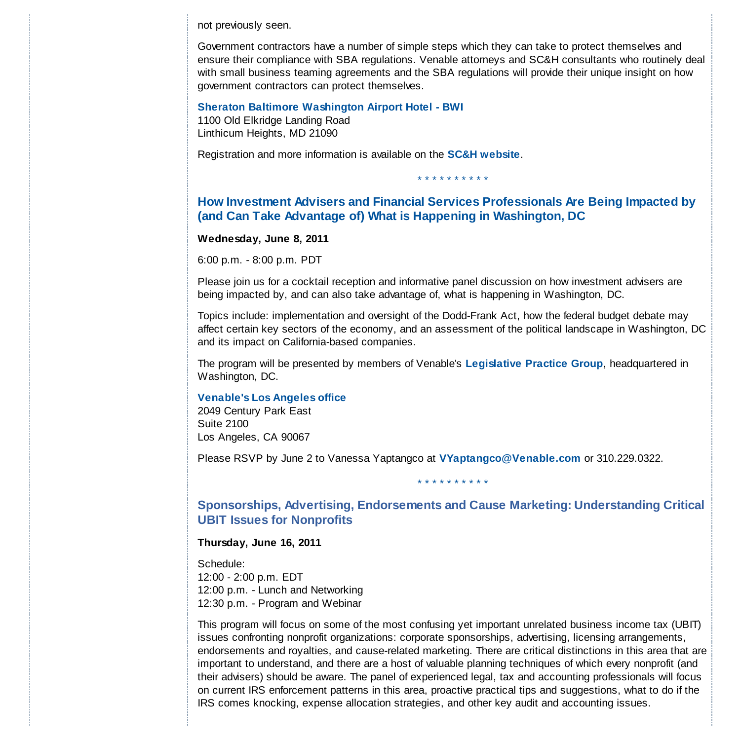not previously seen.

Government contractors have a number of simple steps which they can take to protect themselves and ensure their compliance with SBA regulations. Venable attorneys and SC&H consultants who routinely deal with small business teaming agreements and the SBA regulations will provide their unique insight on how government contractors can protect themselves.

**Sheraton Baltimore Washington Airport Hotel - BWI**
1100 Old Elkridge Landing Road
Linthicum Heights, MD 21090

Registration and more information is available on the **SC&H website**.

* * * * * * * * * *

## How Investment Advisers and Financial Services Professionals Are Being Impacted by (and Can Take Advantage of) What is Happening in Washington, DC

**Wednesday, June 8, 2011**

6:00 p.m. - 8:00 p.m. PDT

Please join us for a cocktail reception and informative panel discussion on how investment advisers are being impacted by, and can also take advantage of, what is happening in Washington, DC.

Topics include: implementation and oversight of the Dodd-Frank Act, how the federal budget debate may affect certain key sectors of the economy, and an assessment of the political landscape in Washington, DC and its impact on California-based companies.

The program will be presented by members of Venable's **Legislative Practice Group**, headquartered in Washington, DC.

**Venable's Los Angeles office**
2049 Century Park East
Suite 2100
Los Angeles, CA 90067

Please RSVP by June 2 to Vanessa Yaptangco at **VYaptangco@Venable.com** or 310.229.0322.

* * * * * * * * * *

## Sponsorships, Advertising, Endorsements and Cause Marketing: Understanding Critical UBIT Issues for Nonprofits

**Thursday, June 16, 2011**

Schedule:
12:00 - 2:00 p.m. EDT
12:00 p.m. - Lunch and Networking
12:30 p.m. - Program and Webinar

This program will focus on some of the most confusing yet important unrelated business income tax (UBIT) issues confronting nonprofit organizations: corporate sponsorships, advertising, licensing arrangements, endorsements and royalties, and cause-related marketing. There are critical distinctions in this area that are important to understand, and there are a host of valuable planning techniques of which every nonprofit (and their advisers) should be aware. The panel of experienced legal, tax and accounting professionals will focus on current IRS enforcement patterns in this area, proactive practical tips and suggestions, what to do if the IRS comes knocking, expense allocation strategies, and other key audit and accounting issues.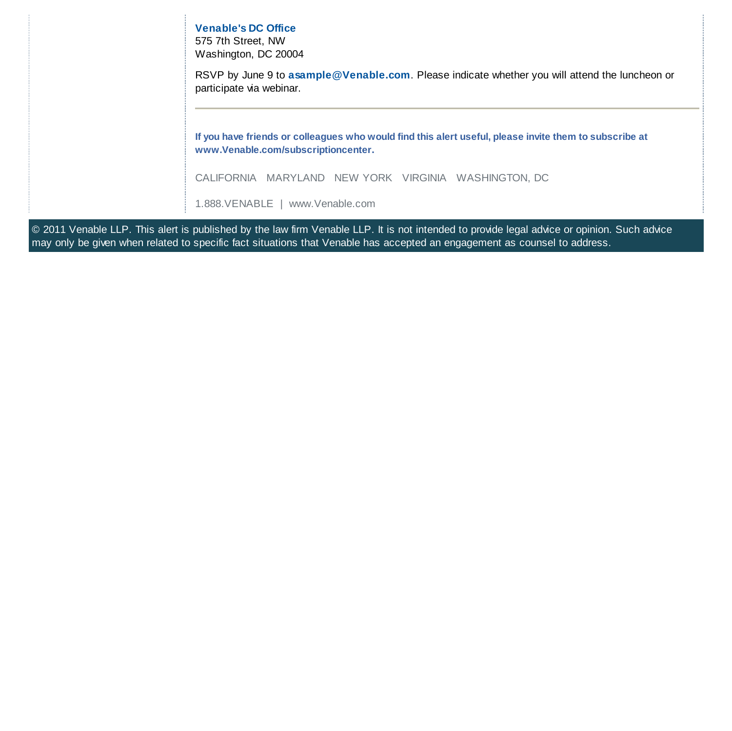**Venable's DC Office**
575 7th Street, NW
Washington, DC 20004

RSVP by June 9 to **asample@Venable.com**. Please indicate whether you will attend the luncheon or participate via webinar.

---

**If you have friends or colleagues who would find this alert useful, please invite them to subscribe at www.Venable.com/subscriptioncenter.**

CALIFORNIA MARYLAND NEW YORK VIRGINIA WASHINGTON, DC

1.888.VENABLE | www.Venable.com

© 2011 Venable LLP. This alert is published by the law firm Venable LLP. It is not intended to provide legal advice or opinion. Such advice may only be given when related to specific fact situations that Venable has accepted an engagement as counsel to address.